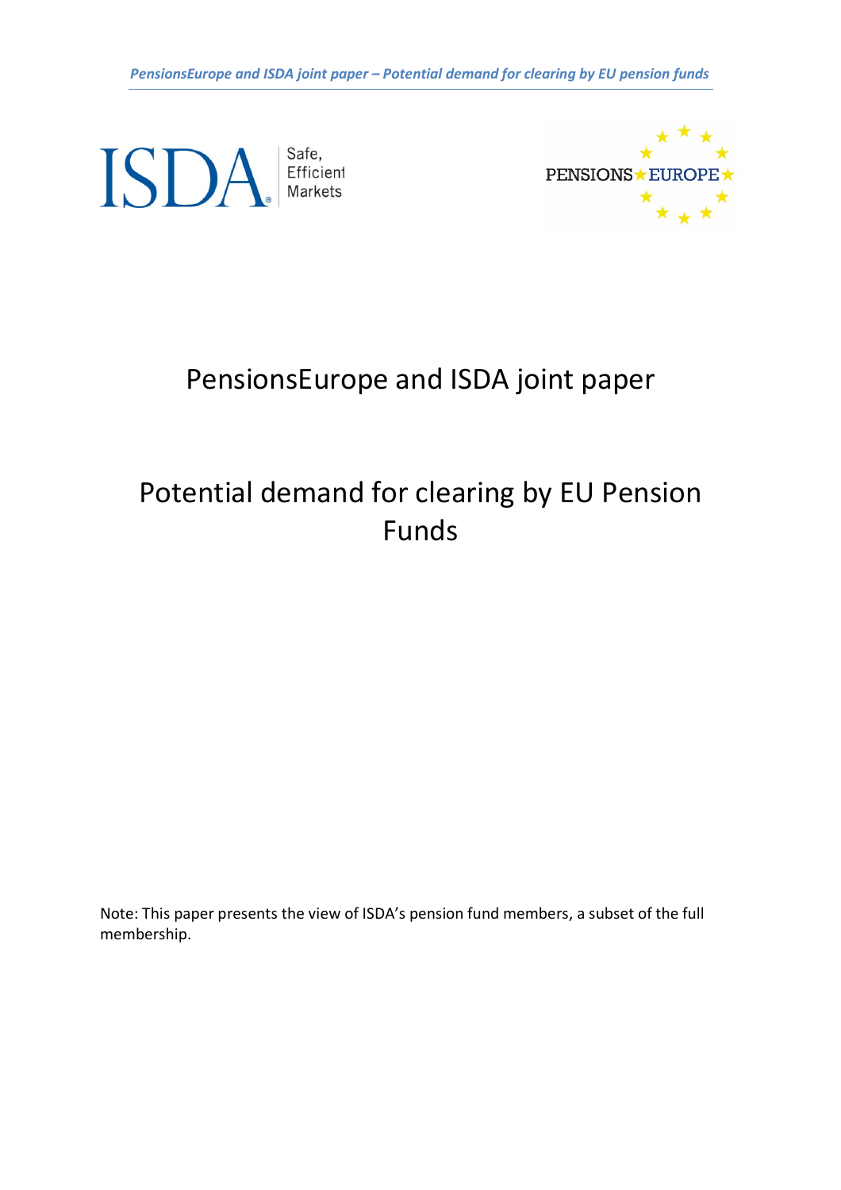# PensionsEurope and ISDA joint paper

# Potential demand for clearing by EU Pension Funds

Note: This paper presents the view of ISDA's pension fund members, a subset of the full membership.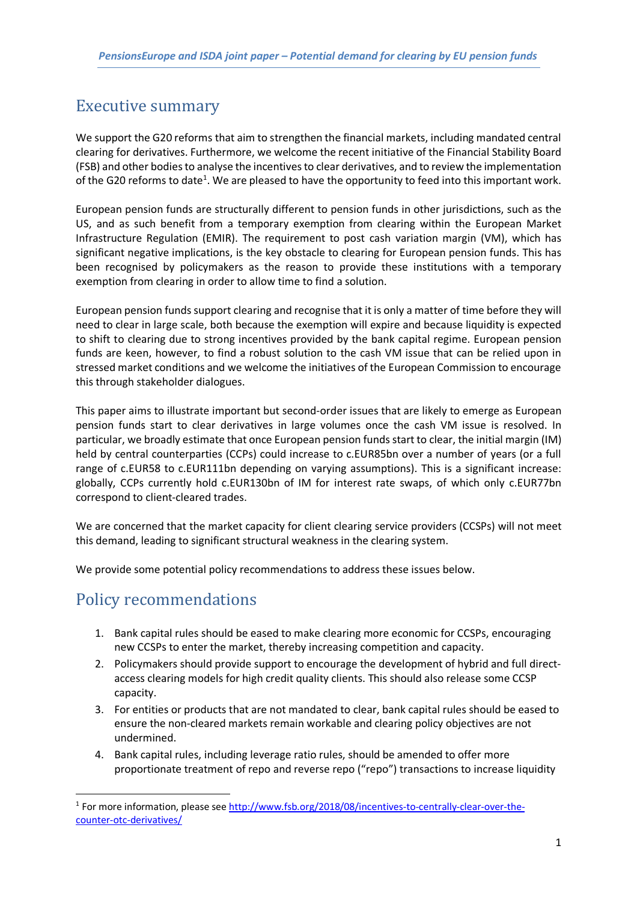## Executive summary

We support the G20 reforms that aim to strengthen the financial markets, including mandated central clearing for derivatives. Furthermore, we welcome the recent initiative of the Financial Stability Board (FSB) and other bodies to analyse the incentives to clear derivatives, and to review the implementation of the G20 reforms to date[1]. We are pleased to have the opportunity to feed into this important work.

European pension funds are structurally different to pension funds in other jurisdictions, such as the US, and as such benefit from a temporary exemption from clearing within the European Market Infrastructure Regulation (EMIR). The requirement to post cash variation margin (VM), which has significant negative implications, is the key obstacle to clearing for European pension funds. This has been recognised by policymakers as the reason to provide these institutions with a temporary exemption from clearing in order to allow time to find a solution.

European pension funds support clearing and recognise that it is only a matter of time before they will need to clear in large scale, both because the exemption will expire and because liquidity is expected to shift to clearing due to strong incentives provided by the bank capital regime. European pension funds are keen, however, to find a robust solution to the cash VM issue that can be relied upon in stressed market conditions and we welcome the initiatives of the European Commission to encourage this through stakeholder dialogues.

This paper aims to illustrate important but second-order issues that are likely to emerge as European pension funds start to clear derivatives in large volumes once the cash VM issue is resolved. In particular, we broadly estimate that once European pension funds start to clear, the initial margin (IM) held by central counterparties (CCPs) could increase to c.EUR85bn over a number of years (or a full range of c.EUR58 to c.EUR111bn depending on varying assumptions). This is a significant increase: globally, CCPs currently hold c.EUR130bn of IM for interest rate swaps, of which only c.EUR77bn correspond to client-cleared trades.

We are concerned that the market capacity for client clearing service providers (CCSPs) will not meet this demand, leading to significant structural weakness in the clearing system.

We provide some potential policy recommendations to address these issues below.

## Policy recommendations

1. Bank capital rules should be eased to make clearing more economic for CCSPs, encouraging new CCSPs to enter the market, thereby increasing competition and capacity.
2. Policymakers should provide support to encourage the development of hybrid and full direct-access clearing models for high credit quality clients. This should also release some CCSP capacity.
3. For entities or products that are not mandated to clear, bank capital rules should be eased to ensure the non-cleared markets remain workable and clearing policy objectives are not undermined.
4. Bank capital rules, including leverage ratio rules, should be amended to offer more proportionate treatment of repo and reverse repo ("repo") transactions to increase liquidity

[1] For more information, please see http://www.fsb.org/2018/08/incentives-to-centrally-clear-over-the-counter-otc-derivatives/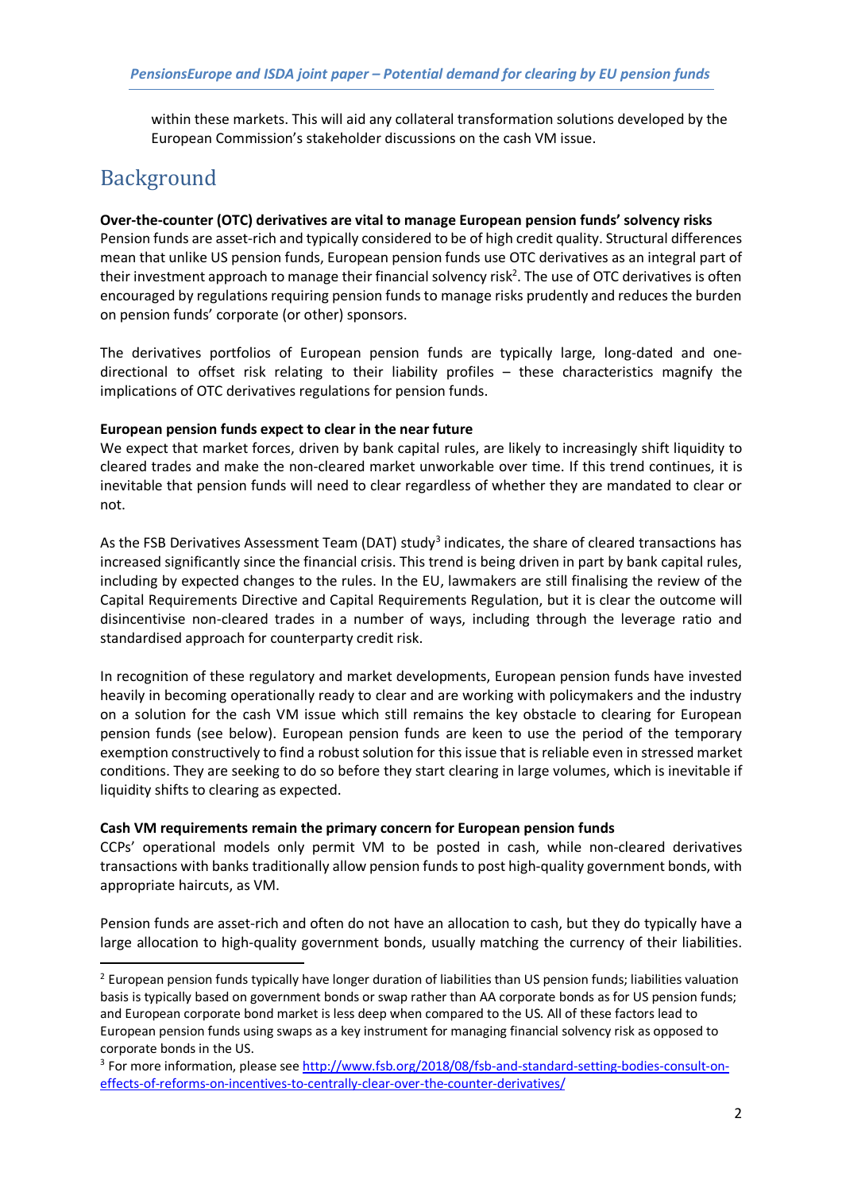within these markets. This will aid any collateral transformation solutions developed by the European Commission's stakeholder discussions on the cash VM issue.

# Background

**Over-the-counter (OTC) derivatives are vital to manage European pension funds' solvency risks**

Pension funds are asset-rich and typically considered to be of high credit quality. Structural differences mean that unlike US pension funds, European pension funds use OTC derivatives as an integral part of their investment approach to manage their financial solvency risk[2]. The use of OTC derivatives is often encouraged by regulations requiring pension funds to manage risks prudently and reduces the burden on pension funds' corporate (or other) sponsors.

The derivatives portfolios of European pension funds are typically large, long-dated and one-directional to offset risk relating to their liability profiles – these characteristics magnify the implications of OTC derivatives regulations for pension funds.

**European pension funds expect to clear in the near future**

We expect that market forces, driven by bank capital rules, are likely to increasingly shift liquidity to cleared trades and make the non-cleared market unworkable over time. If this trend continues, it is inevitable that pension funds will need to clear regardless of whether they are mandated to clear or not.

As the FSB Derivatives Assessment Team (DAT) study[3] indicates, the share of cleared transactions has increased significantly since the financial crisis. This trend is being driven in part by bank capital rules, including by expected changes to the rules. In the EU, lawmakers are still finalising the review of the Capital Requirements Directive and Capital Requirements Regulation, but it is clear the outcome will disincentivise non-cleared trades in a number of ways, including through the leverage ratio and standardised approach for counterparty credit risk.

In recognition of these regulatory and market developments, European pension funds have invested heavily in becoming operationally ready to clear and are working with policymakers and the industry on a solution for the cash VM issue which still remains the key obstacle to clearing for European pension funds (see below). European pension funds are keen to use the period of the temporary exemption constructively to find a robust solution for this issue that is reliable even in stressed market conditions. They are seeking to do so before they start clearing in large volumes, which is inevitable if liquidity shifts to clearing as expected.

**Cash VM requirements remain the primary concern for European pension funds**

CCPs' operational models only permit VM to be posted in cash, while non-cleared derivatives transactions with banks traditionally allow pension funds to post high-quality government bonds, with appropriate haircuts, as VM.

Pension funds are asset-rich and often do not have an allocation to cash, but they do typically have a large allocation to high-quality government bonds, usually matching the currency of their liabilities.

---

[2] European pension funds typically have longer duration of liabilities than US pension funds; liabilities valuation basis is typically based on government bonds or swap rather than AA corporate bonds as for US pension funds; and European corporate bond market is less deep when compared to the US. All of these factors lead to European pension funds using swaps as a key instrument for managing financial solvency risk as opposed to corporate bonds in the US.

[3] For more information, please see http://www.fsb.org/2018/08/fsb-and-standard-setting-bodies-consult-on-effects-of-reforms-on-incentives-to-centrally-clear-over-the-counter-derivatives/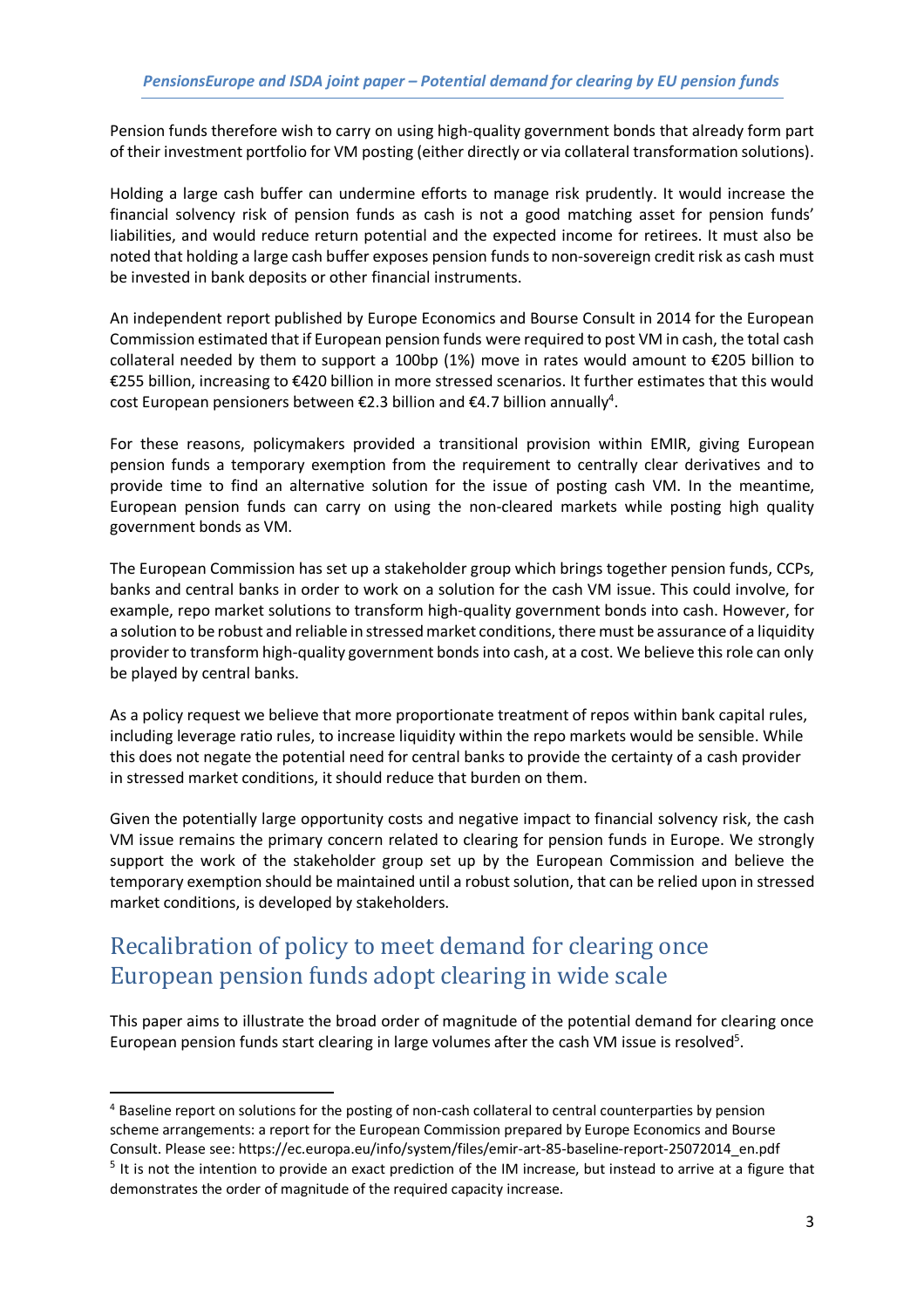Pension funds therefore wish to carry on using high-quality government bonds that already form part of their investment portfolio for VM posting (either directly or via collateral transformation solutions).

Holding a large cash buffer can undermine efforts to manage risk prudently. It would increase the financial solvency risk of pension funds as cash is not a good matching asset for pension funds' liabilities, and would reduce return potential and the expected income for retirees. It must also be noted that holding a large cash buffer exposes pension funds to non-sovereign credit risk as cash must be invested in bank deposits or other financial instruments.

An independent report published by Europe Economics and Bourse Consult in 2014 for the European Commission estimated that if European pension funds were required to post VM in cash, the total cash collateral needed by them to support a 100bp (1%) move in rates would amount to €205 billion to €255 billion, increasing to €420 billion in more stressed scenarios. It further estimates that this would cost European pensioners between €2.3 billion and €4.7 billion annually[4].

For these reasons, policymakers provided a transitional provision within EMIR, giving European pension funds a temporary exemption from the requirement to centrally clear derivatives and to provide time to find an alternative solution for the issue of posting cash VM. In the meantime, European pension funds can carry on using the non-cleared markets while posting high quality government bonds as VM.

The European Commission has set up a stakeholder group which brings together pension funds, CCPs, banks and central banks in order to work on a solution for the cash VM issue. This could involve, for example, repo market solutions to transform high-quality government bonds into cash. However, for a solution to be robust and reliable in stressed market conditions, there must be assurance of a liquidity provider to transform high-quality government bonds into cash, at a cost. We believe this role can only be played by central banks.

As a policy request we believe that more proportionate treatment of repos within bank capital rules, including leverage ratio rules, to increase liquidity within the repo markets would be sensible. While this does not negate the potential need for central banks to provide the certainty of a cash provider in stressed market conditions, it should reduce that burden on them.

Given the potentially large opportunity costs and negative impact to financial solvency risk, the cash VM issue remains the primary concern related to clearing for pension funds in Europe. We strongly support the work of the stakeholder group set up by the European Commission and believe the temporary exemption should be maintained until a robust solution, that can be relied upon in stressed market conditions, is developed by stakeholders.

## Recalibration of policy to meet demand for clearing once European pension funds adopt clearing in wide scale

This paper aims to illustrate the broad order of magnitude of the potential demand for clearing once European pension funds start clearing in large volumes after the cash VM issue is resolved[5].

---

[4] Baseline report on solutions for the posting of non-cash collateral to central counterparties by pension scheme arrangements: a report for the European Commission prepared by Europe Economics and Bourse Consult. Please see: https://ec.europa.eu/info/system/files/emir-art-85-baseline-report-25072014_en.pdf

[5] It is not the intention to provide an exact prediction of the IM increase, but instead to arrive at a figure that demonstrates the order of magnitude of the required capacity increase.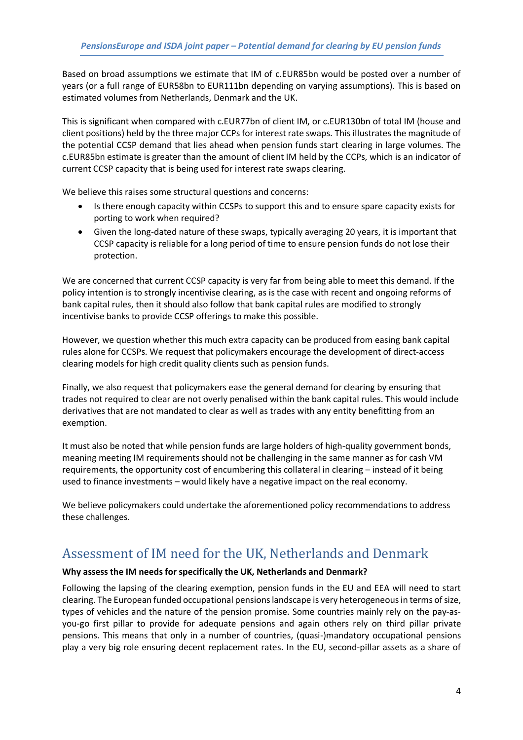Based on broad assumptions we estimate that IM of c.EUR85bn would be posted over a number of years (or a full range of EUR58bn to EUR111bn depending on varying assumptions). This is based on estimated volumes from Netherlands, Denmark and the UK.

This is significant when compared with c.EUR77bn of client IM, or c.EUR130bn of total IM (house and client positions) held by the three major CCPs for interest rate swaps. This illustrates the magnitude of the potential CCSP demand that lies ahead when pension funds start clearing in large volumes. The c.EUR85bn estimate is greater than the amount of client IM held by the CCPs, which is an indicator of current CCSP capacity that is being used for interest rate swaps clearing.

We believe this raises some structural questions and concerns:

- Is there enough capacity within CCSPs to support this and to ensure spare capacity exists for porting to work when required?
- Given the long-dated nature of these swaps, typically averaging 20 years, it is important that CCSP capacity is reliable for a long period of time to ensure pension funds do not lose their protection.

We are concerned that current CCSP capacity is very far from being able to meet this demand. If the policy intention is to strongly incentivise clearing, as is the case with recent and ongoing reforms of bank capital rules, then it should also follow that bank capital rules are modified to strongly incentivise banks to provide CCSP offerings to make this possible.

However, we question whether this much extra capacity can be produced from easing bank capital rules alone for CCSPs. We request that policymakers encourage the development of direct-access clearing models for high credit quality clients such as pension funds.

Finally, we also request that policymakers ease the general demand for clearing by ensuring that trades not required to clear are not overly penalised within the bank capital rules. This would include derivatives that are not mandated to clear as well as trades with any entity benefitting from an exemption.

It must also be noted that while pension funds are large holders of high-quality government bonds, meaning meeting IM requirements should not be challenging in the same manner as for cash VM requirements, the opportunity cost of encumbering this collateral in clearing – instead of it being used to finance investments – would likely have a negative impact on the real economy.

We believe policymakers could undertake the aforementioned policy recommendations to address these challenges.

## Assessment of IM need for the UK, Netherlands and Denmark

**Why assess the IM needs for specifically the UK, Netherlands and Denmark?**

Following the lapsing of the clearing exemption, pension funds in the EU and EEA will need to start clearing. The European funded occupational pensions landscape is very heterogeneous in terms of size, types of vehicles and the nature of the pension promise. Some countries mainly rely on the pay-as-you-go first pillar to provide for adequate pensions and again others rely on third pillar private pensions. This means that only in a number of countries, (quasi-)mandatory occupational pensions play a very big role ensuring decent replacement rates. In the EU, second-pillar assets as a share of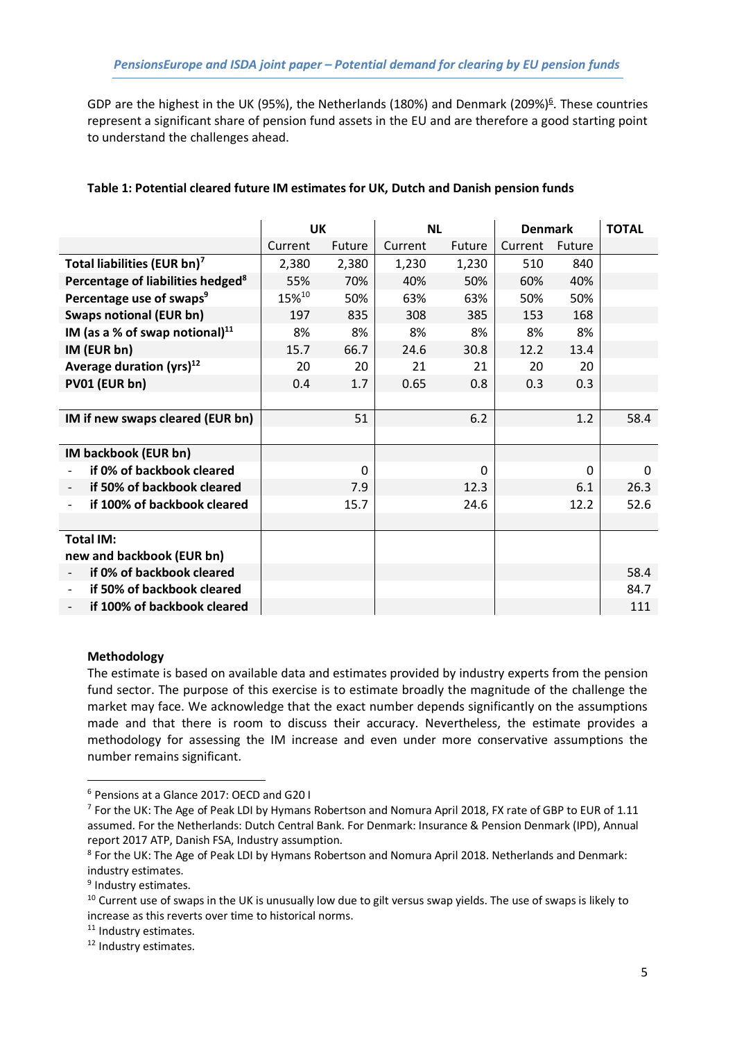GDP are the highest in the UK (95%), the Netherlands (180%) and Denmark (209%)[6]. These countries represent a significant share of pension fund assets in the EU and are therefore a good starting point to understand the challenges ahead.

**Table 1: Potential cleared future IM estimates for UK, Dutch and Danish pension funds**

| | UK | | NL | | Denmark | | TOTAL |
|---|---|---|---|---|---|---|---|
| | Current | Future | Current | Future | Current | Future | |
| **Total liabilities (EUR bn)**[7] | 2,380 | 2,380 | 1,230 | 1,230 | 510 | 840 | |
| **Percentage of liabilities hedged**[8] | 55% | 70% | 40% | 50% | 60% | 40% | |
| **Percentage use of swaps**[9] | 15%[10] | 50% | 63% | 63% | 50% | 50% | |
| **Swaps notional (EUR bn)** | 197 | 835 | 308 | 385 | 153 | 168 | |
| **IM (as a % of swap notional)**[11] | 8% | 8% | 8% | 8% | 8% | 8% | |
| **IM (EUR bn)** | 15.7 | 66.7 | 24.6 | 30.8 | 12.2 | 13.4 | |
| **Average duration (yrs)**[12] | 20 | 20 | 21 | 21 | 20 | 20 | |
| **PV01 (EUR bn)** | 0.4 | 1.7 | 0.65 | 0.8 | 0.3 | 0.3 | |
| | | | | | | | |
| **IM if new swaps cleared (EUR bn)** | | 51 | | 6.2 | | 1.2 | 58.4 |
| | | | | | | | |
| **IM backbook (EUR bn)** | | | | | | | |
| - **if 0% of backbook cleared** | | 0 | | 0 | | 0 | 0 |
| - **if 50% of backbook cleared** | | 7.9 | | 12.3 | | 6.1 | 26.3 |
| - **if 100% of backbook cleared** | | 15.7 | | 24.6 | | 12.2 | 52.6 |
| | | | | | | | |
| **Total IM: new and backbook (EUR bn)** | | | | | | | |
| - **if 0% of backbook cleared** | | | | | | | 58.4 |
| - **if 50% of backbook cleared** | | | | | | | 84.7 |
| - **if 100% of backbook cleared** | | | | | | | 111 |

**Methodology**

The estimate is based on available data and estimates provided by industry experts from the pension fund sector. The purpose of this exercise is to estimate broadly the magnitude of the challenge the market may face. We acknowledge that the exact number depends significantly on the assumptions made and that there is room to discuss their accuracy. Nevertheless, the estimate provides a methodology for assessing the IM increase and even under more conservative assumptions the number remains significant.

---

[6] Pensions at a Glance 2017: OECD and G20 I

[7] For the UK: The Age of Peak LDI by Hymans Robertson and Nomura April 2018, FX rate of GBP to EUR of 1.11 assumed. For the Netherlands: Dutch Central Bank. For Denmark: Insurance & Pension Denmark (IPD), Annual report 2017 ATP, Danish FSA, Industry assumption.

[8] For the UK: The Age of Peak LDI by Hymans Robertson and Nomura April 2018. Netherlands and Denmark: industry estimates.

[9] Industry estimates.

[10] Current use of swaps in the UK is unusually low due to gilt versus swap yields. The use of swaps is likely to increase as this reverts over time to historical norms.

[11] Industry estimates.

[12] Industry estimates.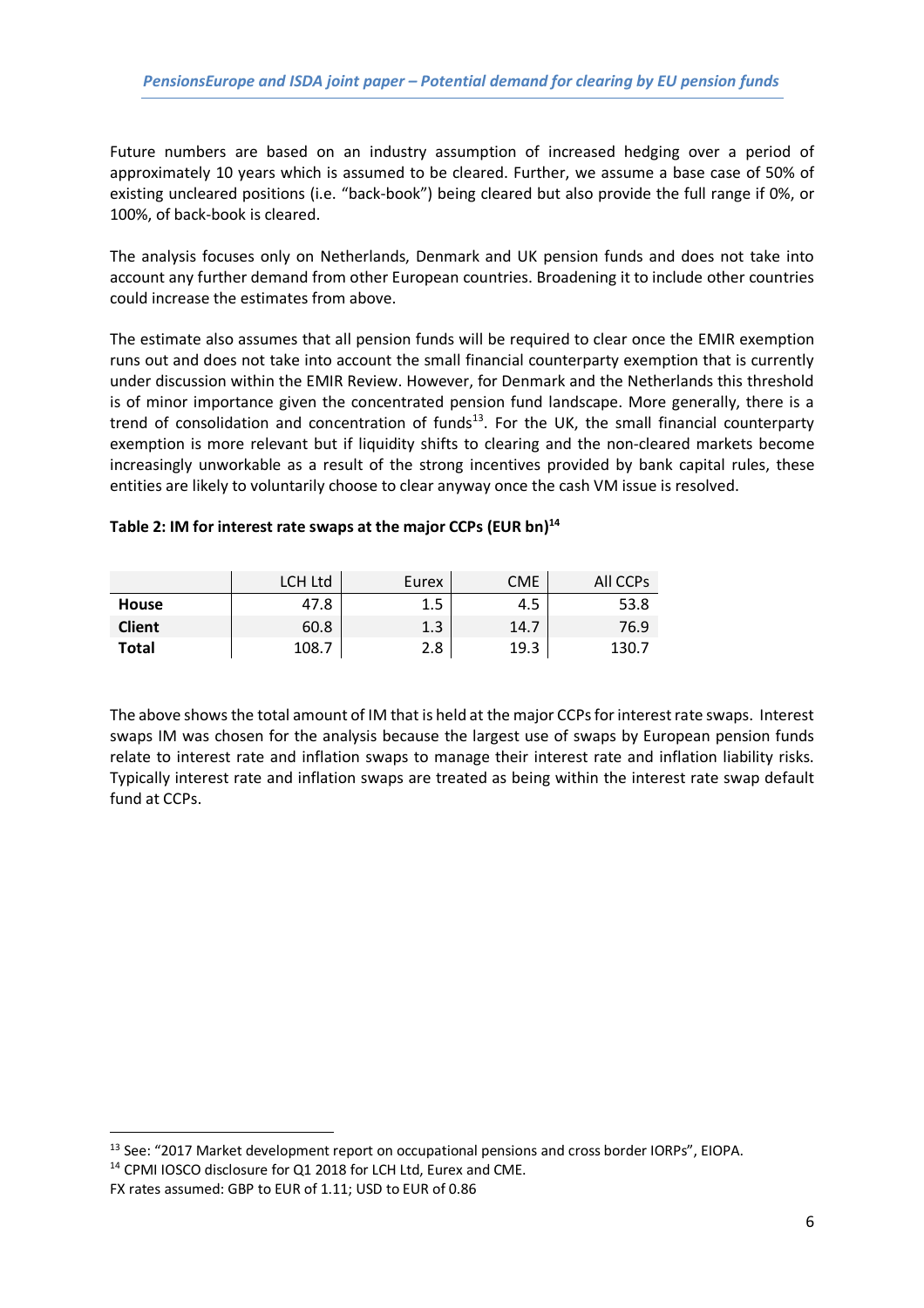Future numbers are based on an industry assumption of increased hedging over a period of approximately 10 years which is assumed to be cleared. Further, we assume a base case of 50% of existing uncleared positions (i.e. "back-book") being cleared but also provide the full range if 0%, or 100%, of back-book is cleared.

The analysis focuses only on Netherlands, Denmark and UK pension funds and does not take into account any further demand from other European countries. Broadening it to include other countries could increase the estimates from above.

The estimate also assumes that all pension funds will be required to clear once the EMIR exemption runs out and does not take into account the small financial counterparty exemption that is currently under discussion within the EMIR Review. However, for Denmark and the Netherlands this threshold is of minor importance given the concentrated pension fund landscape. More generally, there is a trend of consolidation and concentration of funds[13]. For the UK, the small financial counterparty exemption is more relevant but if liquidity shifts to clearing and the non-cleared markets become increasingly unworkable as a result of the strong incentives provided by bank capital rules, these entities are likely to voluntarily choose to clear anyway once the cash VM issue is resolved.

**Table 2: IM for interest rate swaps at the major CCPs (EUR bn)[14]**

| | LCH Ltd | Eurex | CME | All CCPs |
|---|---|---|---|---|
| **House** | 47.8 | 1.5 | 4.5 | 53.8 |
| **Client** | 60.8 | 1.3 | 14.7 | 76.9 |
| **Total** | 108.7 | 2.8 | 19.3 | 130.7 |

The above shows the total amount of IM that is held at the major CCPs for interest rate swaps. Interest swaps IM was chosen for the analysis because the largest use of swaps by European pension funds relate to interest rate and inflation swaps to manage their interest rate and inflation liability risks. Typically interest rate and inflation swaps are treated as being within the interest rate swap default fund at CCPs.

---

[13] See: "2017 Market development report on occupational pensions and cross border IORPs", EIOPA.

[14] CPMI IOSCO disclosure for Q1 2018 for LCH Ltd, Eurex and CME.

FX rates assumed: GBP to EUR of 1.11; USD to EUR of 0.86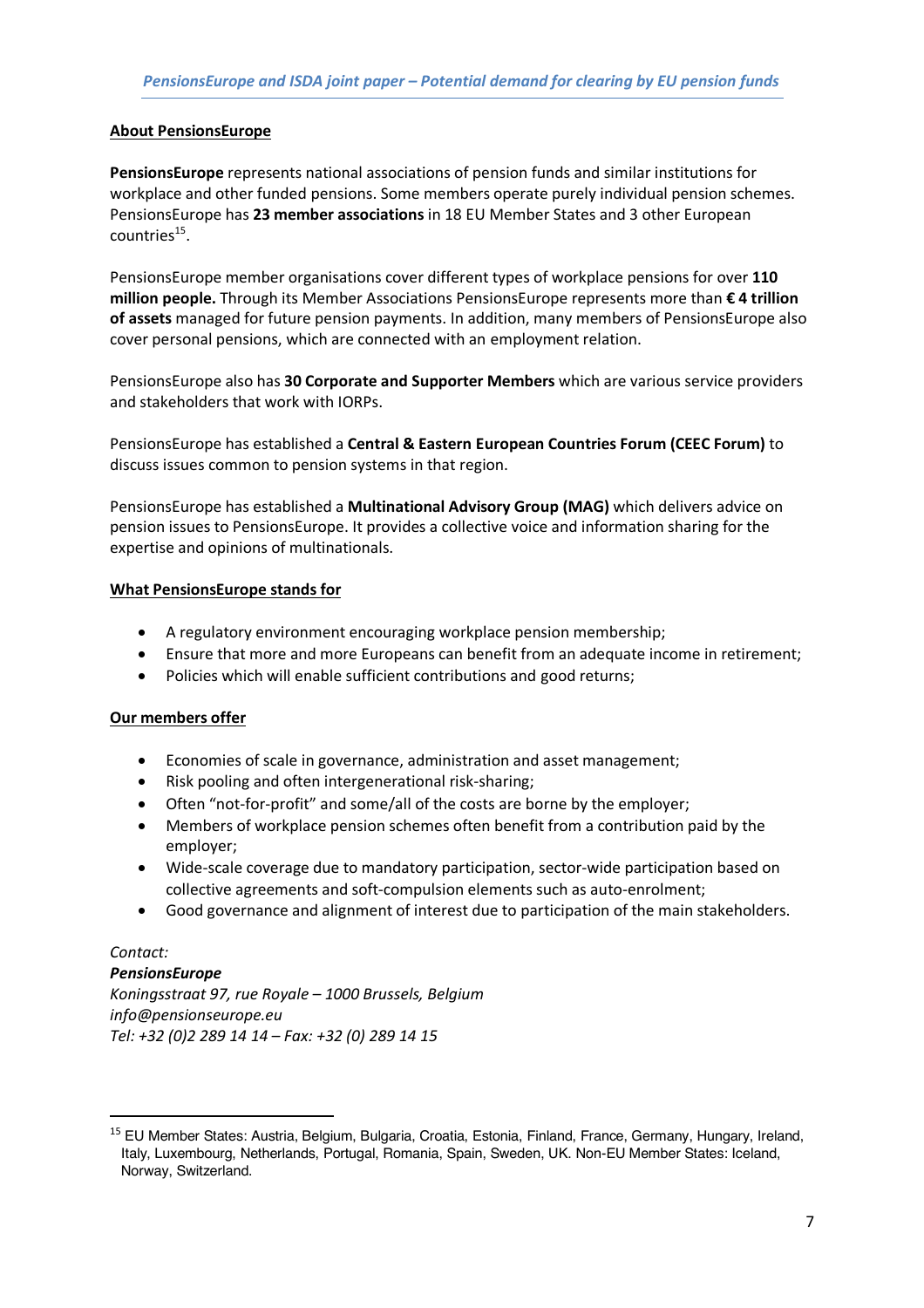## About PensionsEurope

**PensionsEurope** represents national associations of pension funds and similar institutions for workplace and other funded pensions. Some members operate purely individual pension schemes. PensionsEurope has **23 member associations** in 18 EU Member States and 3 other European countries[15].

PensionsEurope member organisations cover different types of workplace pensions for over **110 million people.** Through its Member Associations PensionsEurope represents more than **€ 4 trillion of assets** managed for future pension payments. In addition, many members of PensionsEurope also cover personal pensions, which are connected with an employment relation.

PensionsEurope also has **30 Corporate and Supporter Members** which are various service providers and stakeholders that work with IORPs.

PensionsEurope has established a **Central & Eastern European Countries Forum (CEEC Forum)** to discuss issues common to pension systems in that region.

PensionsEurope has established a **Multinational Advisory Group (MAG)** which delivers advice on pension issues to PensionsEurope. It provides a collective voice and information sharing for the expertise and opinions of multinationals.

## What PensionsEurope stands for

- A regulatory environment encouraging workplace pension membership;
- Ensure that more and more Europeans can benefit from an adequate income in retirement;
- Policies which will enable sufficient contributions and good returns;

## Our members offer

- Economies of scale in governance, administration and asset management;
- Risk pooling and often intergenerational risk-sharing;
- Often "not-for-profit" and some/all of the costs are borne by the employer;
- Members of workplace pension schemes often benefit from a contribution paid by the employer;
- Wide-scale coverage due to mandatory participation, sector-wide participation based on collective agreements and soft-compulsion elements such as auto-enrolment;
- Good governance and alignment of interest due to participation of the main stakeholders.

*Contact:*
***PensionsEurope***
*Koningsstraat 97, rue Royale – 1000 Brussels, Belgium*
*info@pensionseurope.eu*
*Tel: +32 (0)2 289 14 14 – Fax: +32 (0) 289 14 15*

---

[15] EU Member States: Austria, Belgium, Bulgaria, Croatia, Estonia, Finland, France, Germany, Hungary, Ireland, Italy, Luxembourg, Netherlands, Portugal, Romania, Spain, Sweden, UK. Non-EU Member States: Iceland, Norway, Switzerland.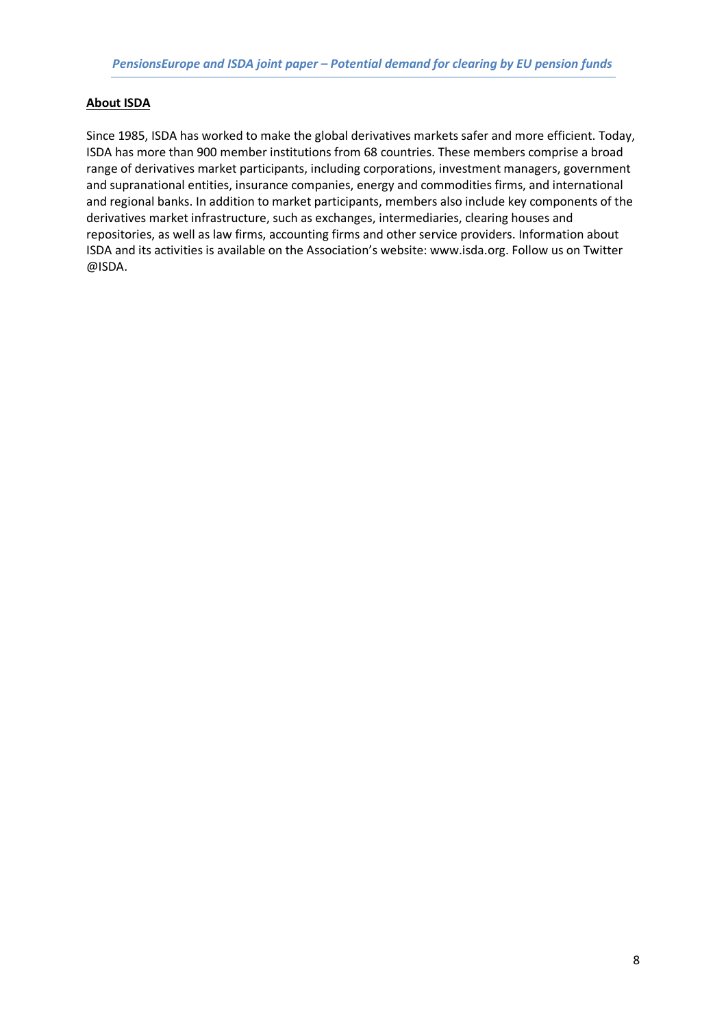**About ISDA**

Since 1985, ISDA has worked to make the global derivatives markets safer and more efficient. Today, ISDA has more than 900 member institutions from 68 countries. These members comprise a broad range of derivatives market participants, including corporations, investment managers, government and supranational entities, insurance companies, energy and commodities firms, and international and regional banks. In addition to market participants, members also include key components of the derivatives market infrastructure, such as exchanges, intermediaries, clearing houses and repositories, as well as law firms, accounting firms and other service providers. Information about ISDA and its activities is available on the Association's website: www.isda.org. Follow us on Twitter @ISDA.